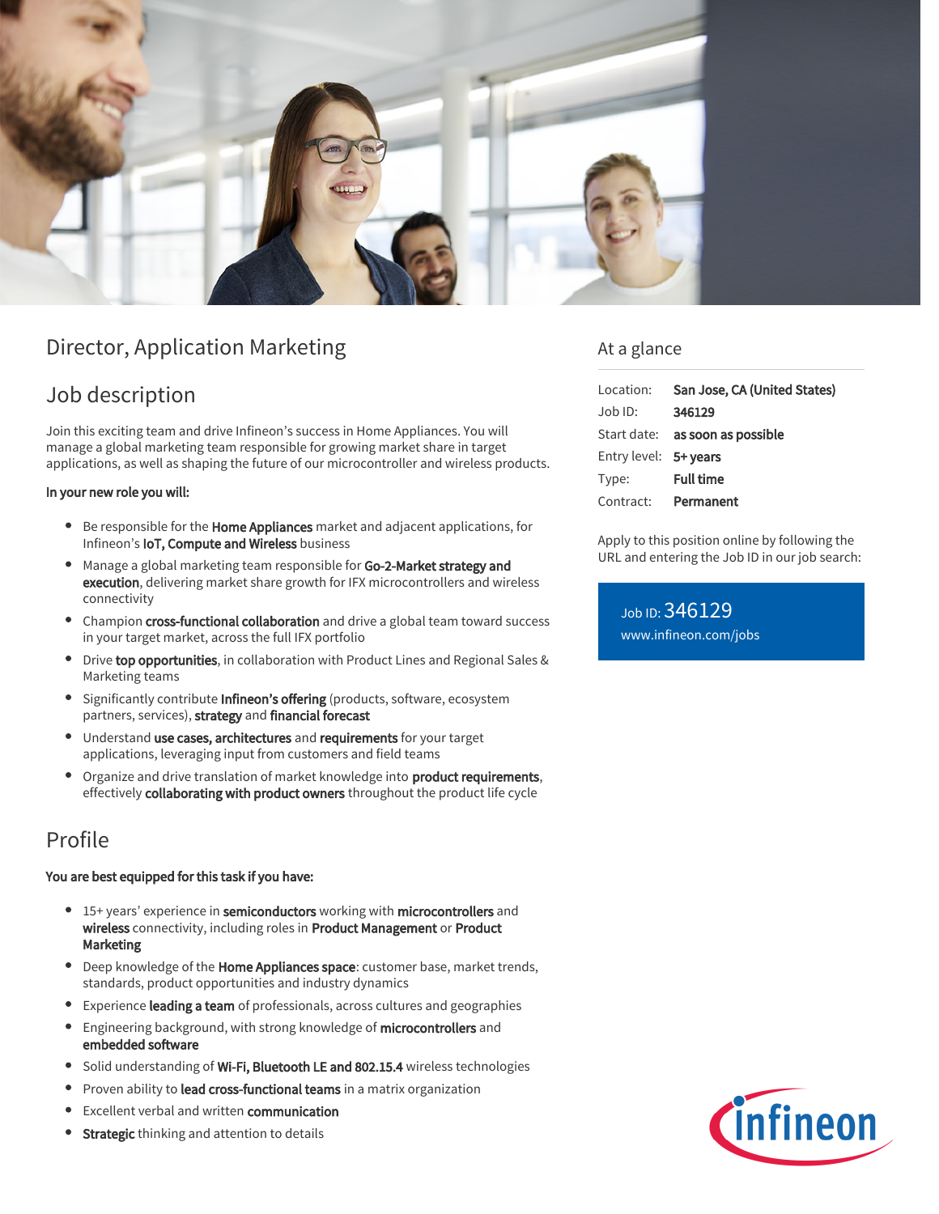# Director, Application Marketing

## Job description

Join this exciting team and drive Infineon's success in Home Appliances. You will manage a global marketing team responsible for growing market share in target applications, as well as shaping the future of our microcontroller and wireless products.

**In your new role you will:**

- Be responsible for the **Home Appliances** market and adjacent applications, for Infineon's **IoT, Compute and Wireless** business
- Manage a global marketing team responsible for **Go-2-Market strategy and execution**, delivering market share growth for IFX microcontrollers and wireless connectivity
- Champion **cross-functional collaboration** and drive a global team toward success in your target market, across the full IFX portfolio
- Drive **top opportunities**, in collaboration with Product Lines and Regional Sales & Marketing teams
- Significantly contribute **Infineon's offering** (products, software, ecosystem partners, services), **strategy** and **financial forecast**
- Understand **use cases, architectures** and **requirements** for your target applications, leveraging input from customers and field teams
- Organize and drive translation of market knowledge into **product requirements**, effectively **collaborating with product owners** throughout the product life cycle

## Profile

**You are best equipped for this task if you have:**

- 15+ years' experience in **semiconductors** working with **microcontrollers** and **wireless** connectivity, including roles in **Product Management** or **Product Marketing**
- Deep knowledge of the **Home Appliances space**: customer base, market trends, standards, product opportunities and industry dynamics
- Experience **leading a team** of professionals, across cultures and geographies
- Engineering background, with strong knowledge of **microcontrollers** and **embedded software**
- Solid understanding of **Wi-Fi, Bluetooth LE and 802.15.4** wireless technologies
- Proven ability to **lead cross-functional teams** in a matrix organization
- Excellent verbal and written **communication**
- **Strategic** thinking and attention to details

## At a glance

| | |
|---|---|
| Location: | **San Jose, CA (United States)** |
| Job ID: | **346129** |
| Start date: | **as soon as possible** |
| Entry level: | **5+ years** |
| Type: | **Full time** |
| Contract: | **Permanent** |

Apply to this position online by following the URL and entering the Job ID in our job search:

Job ID: 346129
www.infineon.com/jobs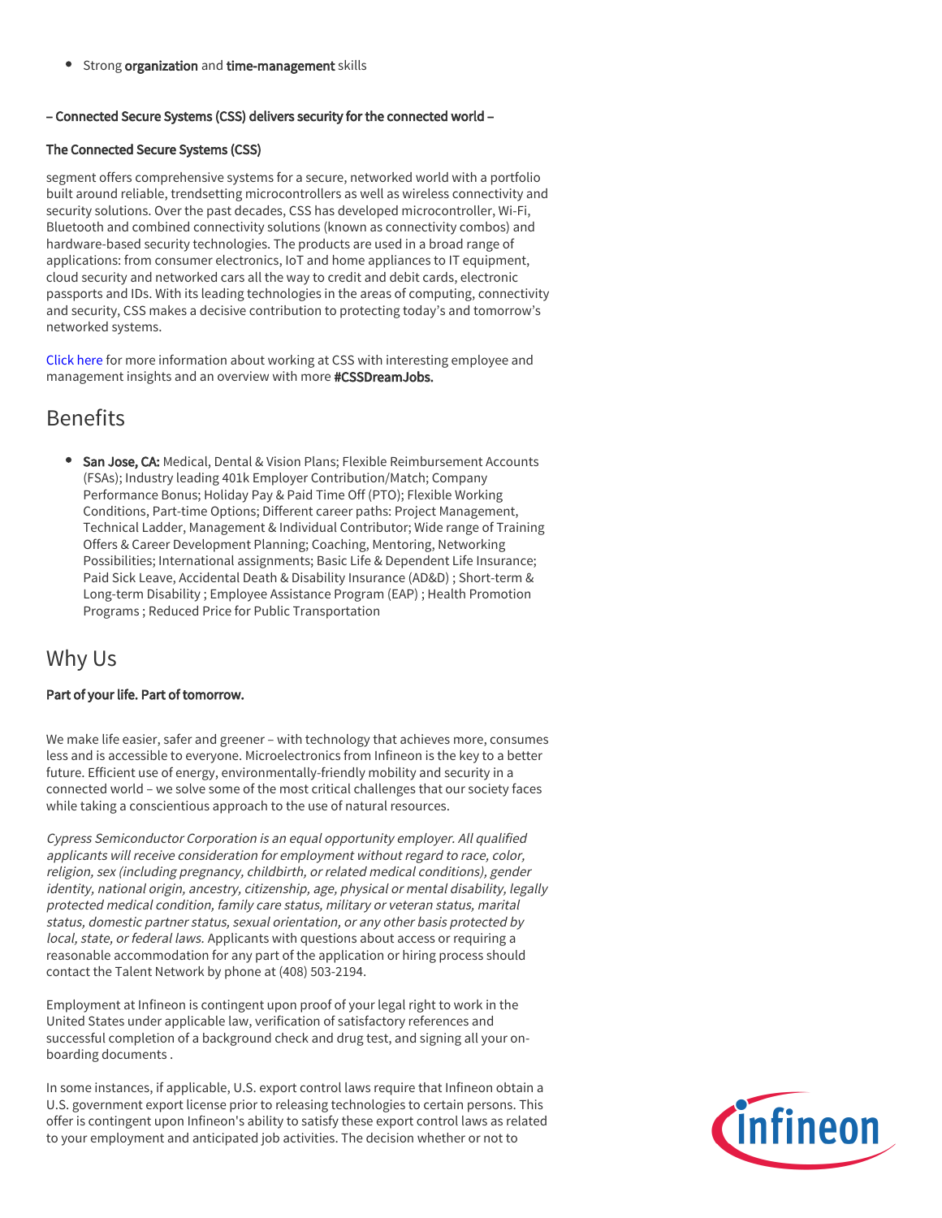- Strong **organization** and **time-management** skills

**– Connected Secure Systems (CSS) delivers security for the connected world –**

**The Connected Secure Systems (CSS)**

segment offers comprehensive systems for a secure, networked world with a portfolio built around reliable, trendsetting microcontrollers as well as wireless connectivity and security solutions. Over the past decades, CSS has developed microcontroller, Wi-Fi, Bluetooth and combined connectivity solutions (known as connectivity combos) and hardware-based security technologies. The products are used in a broad range of applications: from consumer electronics, IoT and home appliances to IT equipment, cloud security and networked cars all the way to credit and debit cards, electronic passports and IDs. With its leading technologies in the areas of computing, connectivity and security, CSS makes a decisive contribution to protecting today's and tomorrow's networked systems.

Click here for more information about working at CSS with interesting employee and management insights and an overview with more **#CSSDreamJobs.**

## Benefits

- **San Jose, CA:** Medical, Dental & Vision Plans; Flexible Reimbursement Accounts (FSAs); Industry leading 401k Employer Contribution/Match; Company Performance Bonus; Holiday Pay & Paid Time Off (PTO); Flexible Working Conditions, Part-time Options; Different career paths: Project Management, Technical Ladder, Management & Individual Contributor; Wide range of Training Offers & Career Development Planning; Coaching, Mentoring, Networking Possibilities; International assignments; Basic Life & Dependent Life Insurance; Paid Sick Leave, Accidental Death & Disability Insurance (AD&D) ; Short-term & Long-term Disability ; Employee Assistance Program (EAP) ; Health Promotion Programs ; Reduced Price for Public Transportation

## Why Us

**Part of your life. Part of tomorrow.**

We make life easier, safer and greener – with technology that achieves more, consumes less and is accessible to everyone. Microelectronics from Infineon is the key to a better future. Efficient use of energy, environmentally-friendly mobility and security in a connected world – we solve some of the most critical challenges that our society faces while taking a conscientious approach to the use of natural resources.

*Cypress Semiconductor Corporation is an equal opportunity employer. All qualified applicants will receive consideration for employment without regard to race, color, religion, sex (including pregnancy, childbirth, or related medical conditions), gender identity, national origin, ancestry, citizenship, age, physical or mental disability, legally protected medical condition, family care status, military or veteran status, marital status, domestic partner status, sexual orientation, or any other basis protected by local, state, or federal laws.* Applicants with questions about access or requiring a reasonable accommodation for any part of the application or hiring process should contact the Talent Network by phone at (408) 503-2194.

Employment at Infineon is contingent upon proof of your legal right to work in the United States under applicable law, verification of satisfactory references and successful completion of a background check and drug test, and signing all your on-boarding documents .

In some instances, if applicable, U.S. export control laws require that Infineon obtain a U.S. government export license prior to releasing technologies to certain persons. This offer is contingent upon Infineon's ability to satisfy these export control laws as related to your employment and anticipated job activities. The decision whether or not to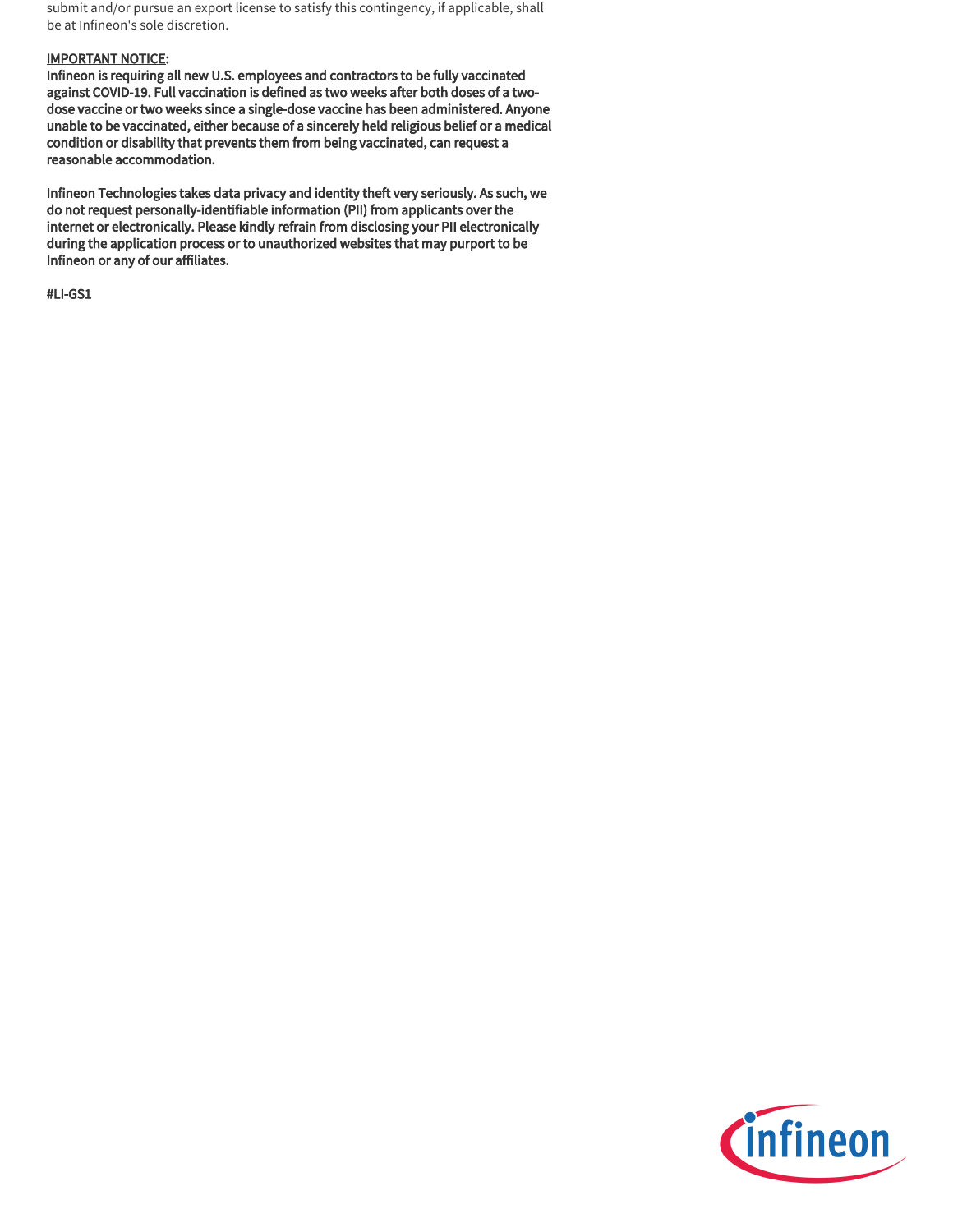submit and/or pursue an export license to satisfy this contingency, if applicable, shall be at Infineon's sole discretion.

**IMPORTANT NOTICE:**
**Infineon is requiring all new U.S. employees and contractors to be fully vaccinated against COVID-19. Full vaccination is defined as two weeks after both doses of a two-dose vaccine or two weeks since a single-dose vaccine has been administered. Anyone unable to be vaccinated, either because of a sincerely held religious belief or a medical condition or disability that prevents them from being vaccinated, can request a reasonable accommodation.**

**Infineon Technologies takes data privacy and identity theft very seriously. As such, we do not request personally-identifiable information (PII) from applicants over the internet or electronically. Please kindly refrain from disclosing your PII electronically during the application process or to unauthorized websites that may purport to be Infineon or any of our affiliates.**

**#LI-GS1**